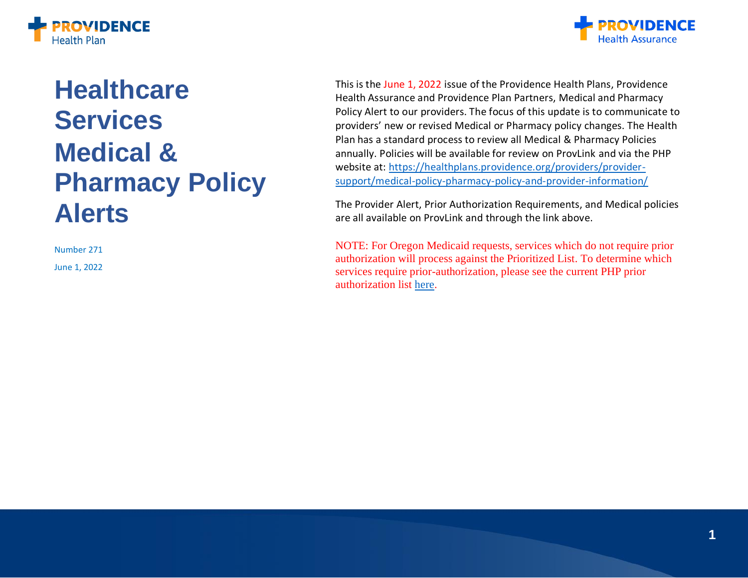PROVIDENCE Health Plan

PROVIDENCE Health Assurance

# Healthcare Services Medical & Pharmacy Policy Alerts

Number 271

June 1, 2022

This is the June 1, 2022 issue of the Providence Health Plans, Providence Health Assurance and Providence Plan Partners, Medical and Pharmacy Policy Alert to our providers. The focus of this update is to communicate to providers' new or revised Medical or Pharmacy policy changes. The Health Plan has a standard process to review all Medical & Pharmacy Policies annually. Policies will be available for review on ProvLink and via the PHP website at: [https://healthplans.providence.org/providers/provider-support/medical-policy-pharmacy-policy-and-provider-information/](https://healthplans.providence.org/providers/provider-support/medical-policy-pharmacy-policy-and-provider-information/)

The Provider Alert, Prior Authorization Requirements, and Medical policies are all available on ProvLink and through the link above.

NOTE: For Oregon Medicaid requests, services which do not require prior authorization will process against the Prioritized List. To determine which services require prior-authorization, please see the current PHP prior authorization list here.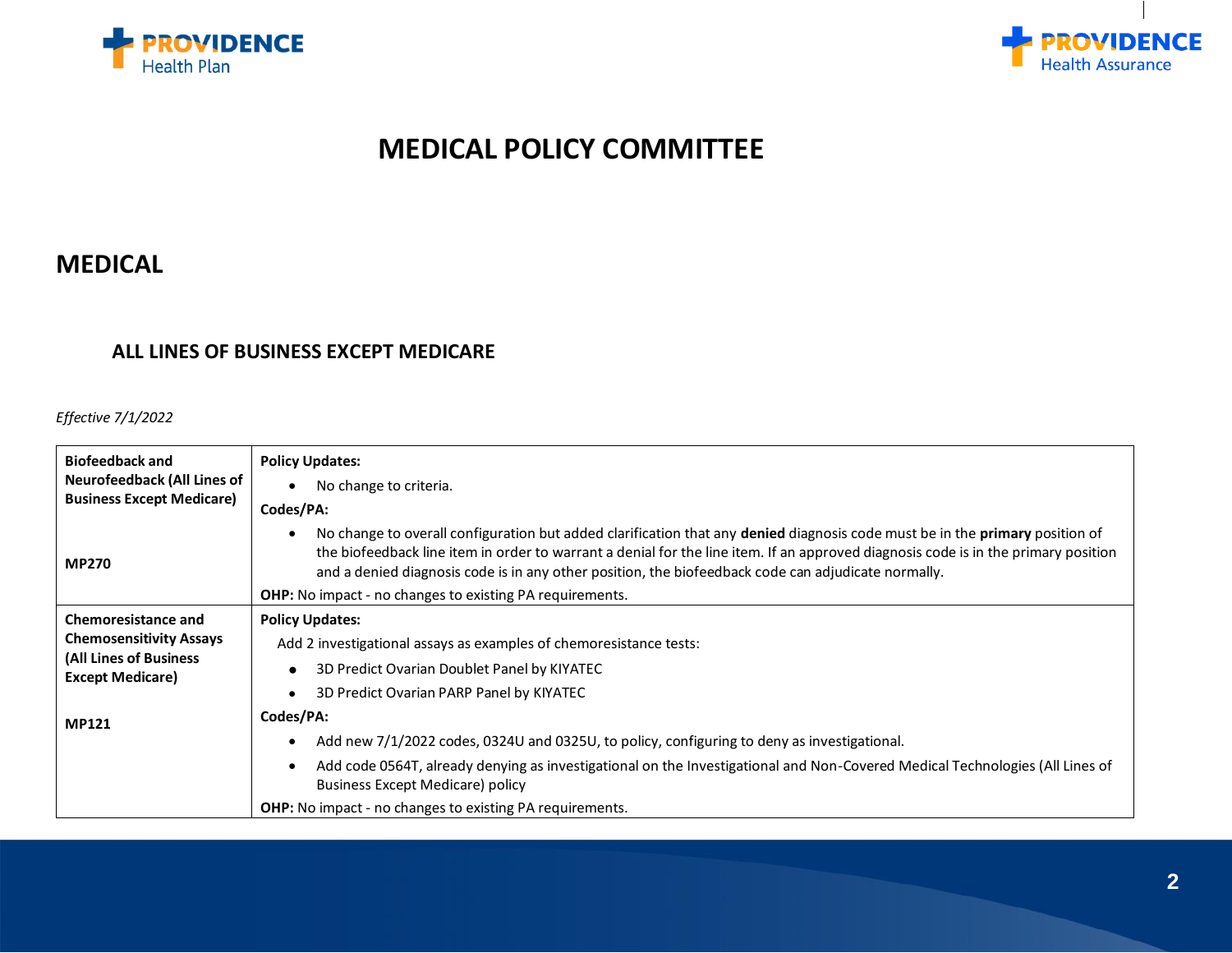# MEDICAL POLICY COMMITTEE

## MEDICAL

### ALL LINES OF BUSINESS EXCEPT MEDICARE

*Effective 7/1/2022*

| | |
|---|---|
| **Biofeedback and Neurofeedback (All Lines of Business Except Medicare)**<br><br>**MP270** | **Policy Updates:**<br>• No change to criteria.<br>**Codes/PA:**<br>• No change to overall configuration but added clarification that any **denied** diagnosis code must be in the **primary** position of the biofeedback line item in order to warrant a denial for the line item. If an approved diagnosis code is in the primary position and a denied diagnosis code is in any other position, the biofeedback code can adjudicate normally.<br>**OHP:** No impact - no changes to existing PA requirements. |
| **Chemoresistance and Chemosensitivity Assays (All Lines of Business Except Medicare)**<br><br>**MP121** | **Policy Updates:**<br>Add 2 investigational assays as examples of chemoresistance tests:<br>• 3D Predict Ovarian Doublet Panel by KIYATEC<br>• 3D Predict Ovarian PARP Panel by KIYATEC<br>**Codes/PA:**<br>• Add new 7/1/2022 codes, 0324U and 0325U, to policy, configuring to deny as investigational.<br>• Add code 0564T, already denying as investigational on the Investigational and Non-Covered Medical Technologies (All Lines of Business Except Medicare) policy<br>**OHP:** No impact - no changes to existing PA requirements. |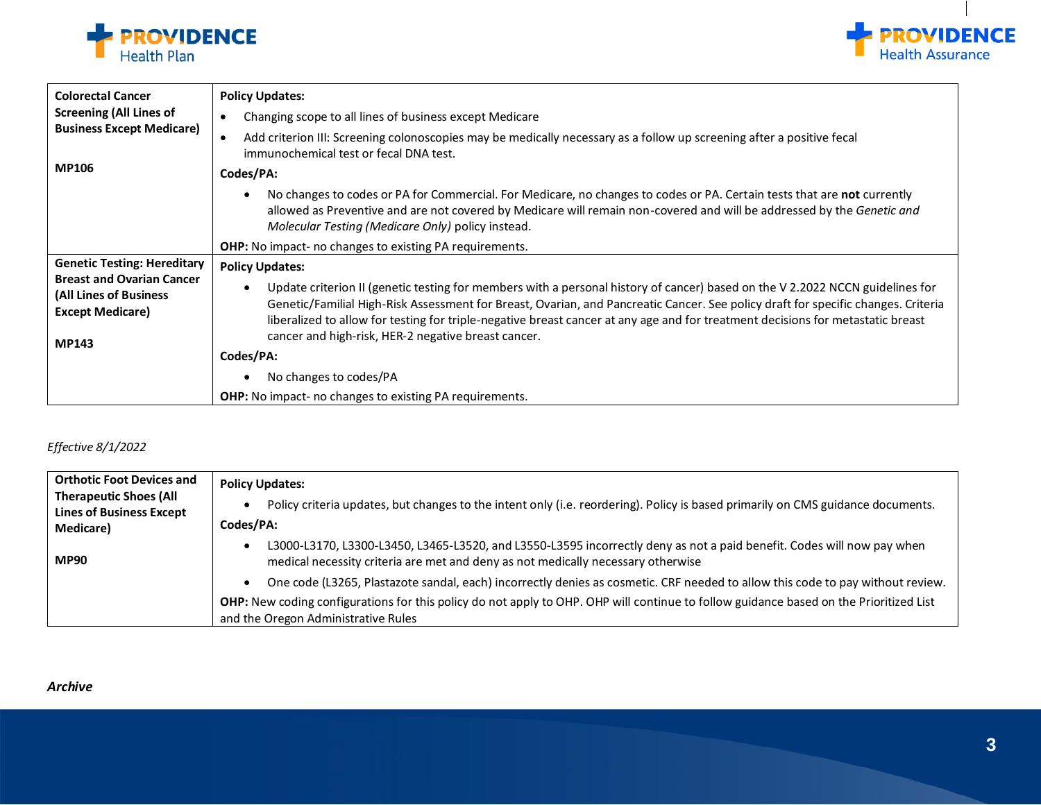| **Colorectal Cancer Screening (All Lines of Business Except Medicare)**<br><br>**MP106** | **Policy Updates:**<br>• Changing scope to all lines of business except Medicare<br>• Add criterion III: Screening colonoscopies may be medically necessary as a follow up screening after a positive fecal immunochemical test or fecal DNA test.<br>**Codes/PA:**<br>• No changes to codes or PA for Commercial. For Medicare, no changes to codes or PA. Certain tests that are **not** currently allowed as Preventive and are not covered by Medicare will remain non-covered and will be addressed by the *Genetic and Molecular Testing (Medicare Only)* policy instead.<br>**OHP:** No impact- no changes to existing PA requirements. |
|---|---|
| **Genetic Testing: Hereditary Breast and Ovarian Cancer (All Lines of Business Except Medicare)**<br><br>**MP143** | **Policy Updates:**<br>• Update criterion II (genetic testing for members with a personal history of cancer) based on the V 2.2022 NCCN guidelines for Genetic/Familial High-Risk Assessment for Breast, Ovarian, and Pancreatic Cancer. See policy draft for specific changes. Criteria liberalized to allow for testing for triple-negative breast cancer at any age and for treatment decisions for metastatic breast cancer and high-risk, HER-2 negative breast cancer.<br>**Codes/PA:**<br>• No changes to codes/PA<br>**OHP:** No impact- no changes to existing PA requirements. |

*Effective 8/1/2022*

| **Orthotic Foot Devices and Therapeutic Shoes (All Lines of Business Except Medicare)**<br><br>**MP90** | **Policy Updates:**<br>• Policy criteria updates, but changes to the intent only (i.e. reordering). Policy is based primarily on CMS guidance documents.<br>**Codes/PA:**<br>• L3000-L3170, L3300-L3450, L3465-L3520, and L3550-L3595 incorrectly deny as not a paid benefit. Codes will now pay when medical necessity criteria are met and deny as not medically necessary otherwise<br>• One code (L3265, Plastazote sandal, each) incorrectly denies as cosmetic. CRF needed to allow this code to pay without review.<br>**OHP:** New coding configurations for this policy do not apply to OHP. OHP will continue to follow guidance based on the Prioritized List and the Oregon Administrative Rules |
|---|---|

***Archive***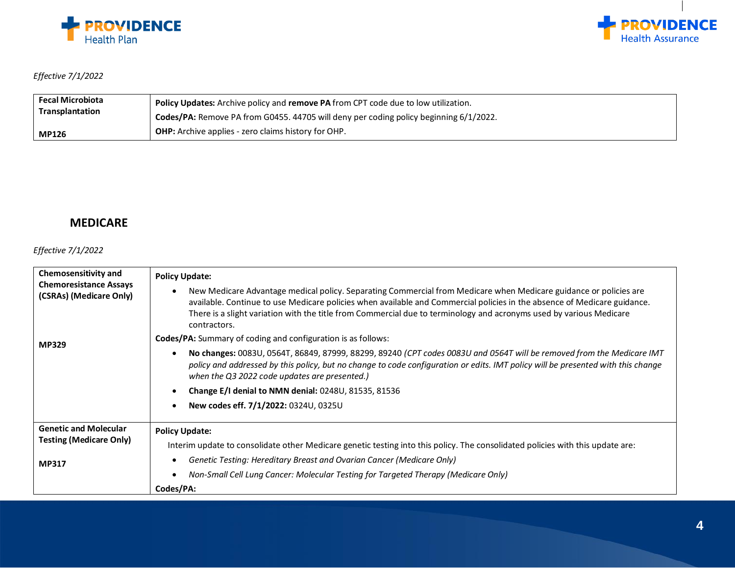*Effective 7/1/2022*

| Fecal Microbiota Transplantation<br><br>**MP126** | **Policy Updates:** Archive policy and **remove PA** from CPT code due to low utilization.<br>**Codes/PA:** Remove PA from G0455. 44705 will deny per coding policy beginning 6/1/2022.<br>**OHP:** Archive applies - zero claims history for OHP. |
|---|---|

## MEDICARE

*Effective 7/1/2022*

| Chemosensitivity and Chemoresistance Assays (CSRAs) (Medicare Only)<br><br>**MP329** | **Policy Update:**<br>• New Medicare Advantage medical policy. Separating Commercial from Medicare when Medicare guidance or policies are available. Continue to use Medicare policies when available and Commercial policies in the absence of Medicare guidance. There is a slight variation with the title from Commercial due to terminology and acronyms used by various Medicare contractors.<br>**Codes/PA:** Summary of coding and configuration is as follows:<br>• **No changes:** 0083U, 0564T, 86849, 87999, 88299, 89240 *(CPT codes 0083U and 0564T will be removed from the Medicare IMT policy and addressed by this policy, but no change to code configuration or edits. IMT policy will be presented with this change when the Q3 2022 code updates are presented.)*<br>• **Change E/I denial to NMN denial:** 0248U, 81535, 81536<br>• **New codes eff. 7/1/2022:** 0324U, 0325U |
|---|---|
| **Genetic and Molecular Testing (Medicare Only)**<br><br>**MP317** | **Policy Update:**<br>Interim update to consolidate other Medicare genetic testing into this policy. The consolidated policies with this update are:<br>• *Genetic Testing: Hereditary Breast and Ovarian Cancer (Medicare Only)*<br>• *Non-Small Cell Lung Cancer: Molecular Testing for Targeted Therapy (Medicare Only)*<br>**Codes/PA:** |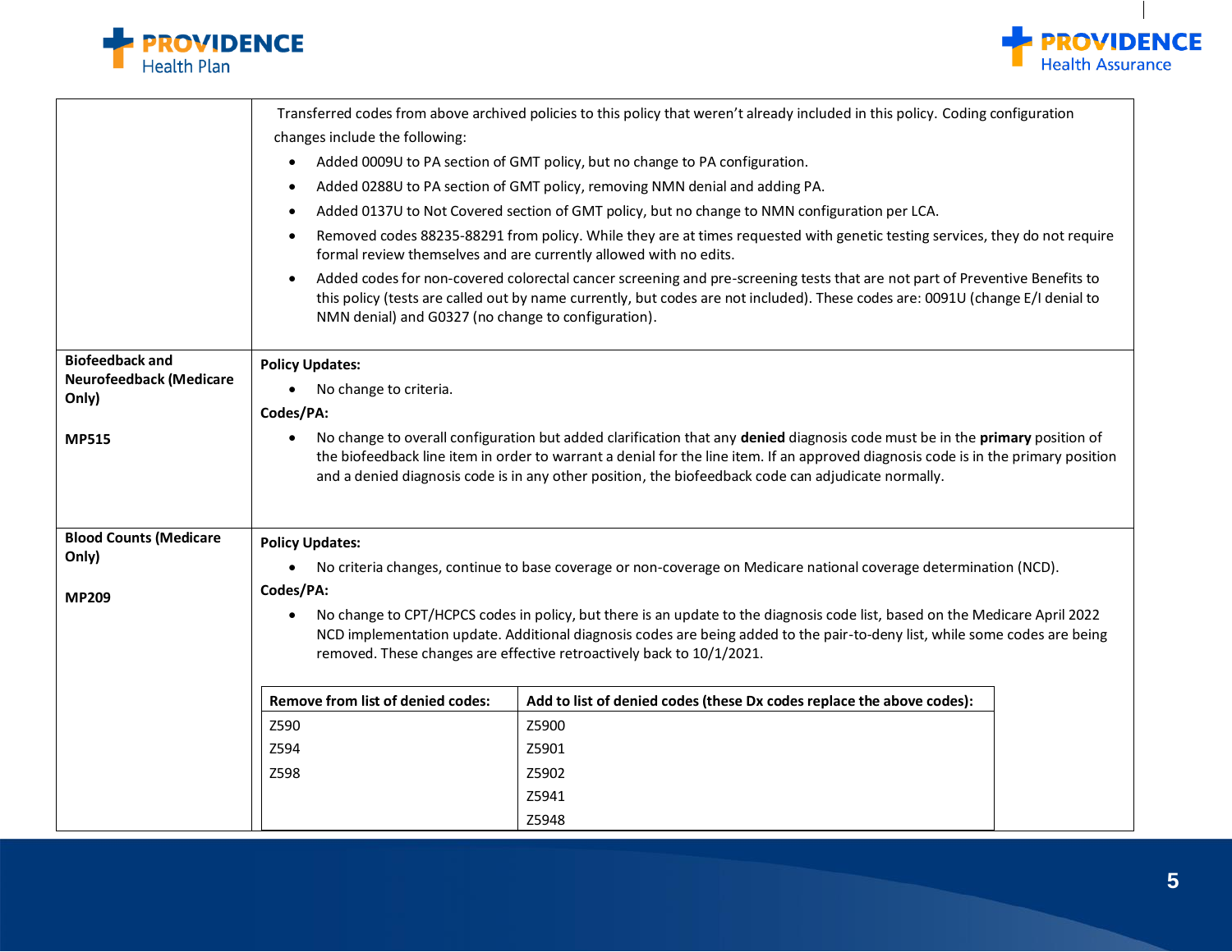| | |
|---|---|
| | Transferred codes from above archived policies to this policy that weren't already included in this policy. Coding configuration changes include the following:<br>• Added 0009U to PA section of GMT policy, but no change to PA configuration.<br>• Added 0288U to PA section of GMT policy, removing NMN denial and adding PA.<br>• Added 0137U to Not Covered section of GMT policy, but no change to NMN configuration per LCA.<br>• Removed codes 88235-88291 from policy. While they are at times requested with genetic testing services, they do not require formal review themselves and are currently allowed with no edits.<br>• Added codes for non-covered colorectal cancer screening and pre-screening tests that are not part of Preventive Benefits to this policy (tests are called out by name currently, but codes are not included). These codes are: 0091U (change E/I denial to NMN denial) and G0327 (no change to configuration). |
| **Biofeedback and Neurofeedback (Medicare Only)**<br><br>**MP515** | **Policy Updates:**<br>• No change to criteria.<br>**Codes/PA:**<br>• No change to overall configuration but added clarification that any **denied** diagnosis code must be in the **primary** position of the biofeedback line item in order to warrant a denial for the line item. If an approved diagnosis code is in the primary position and a denied diagnosis code is in any other position, the biofeedback code can adjudicate normally. |
| **Blood Counts (Medicare Only)**<br><br>**MP209** | **Policy Updates:**<br>• No criteria changes, continue to base coverage or non-coverage on Medicare national coverage determination (NCD).<br>**Codes/PA:**<br>• No change to CPT/HCPCS codes in policy, but there is an update to the diagnosis code list, based on the Medicare April 2022 NCD implementation update. Additional diagnosis codes are being added to the pair-to-deny list, while some codes are being removed. These changes are effective retroactively back to 10/1/2021. |

| Remove from list of denied codes: | Add to list of denied codes (these Dx codes replace the above codes): |
|---|---|
| Z590 | Z5900 |
| Z594 | Z5901 |
| Z598 | Z5902 |
| | Z5941 |
| | Z5948 |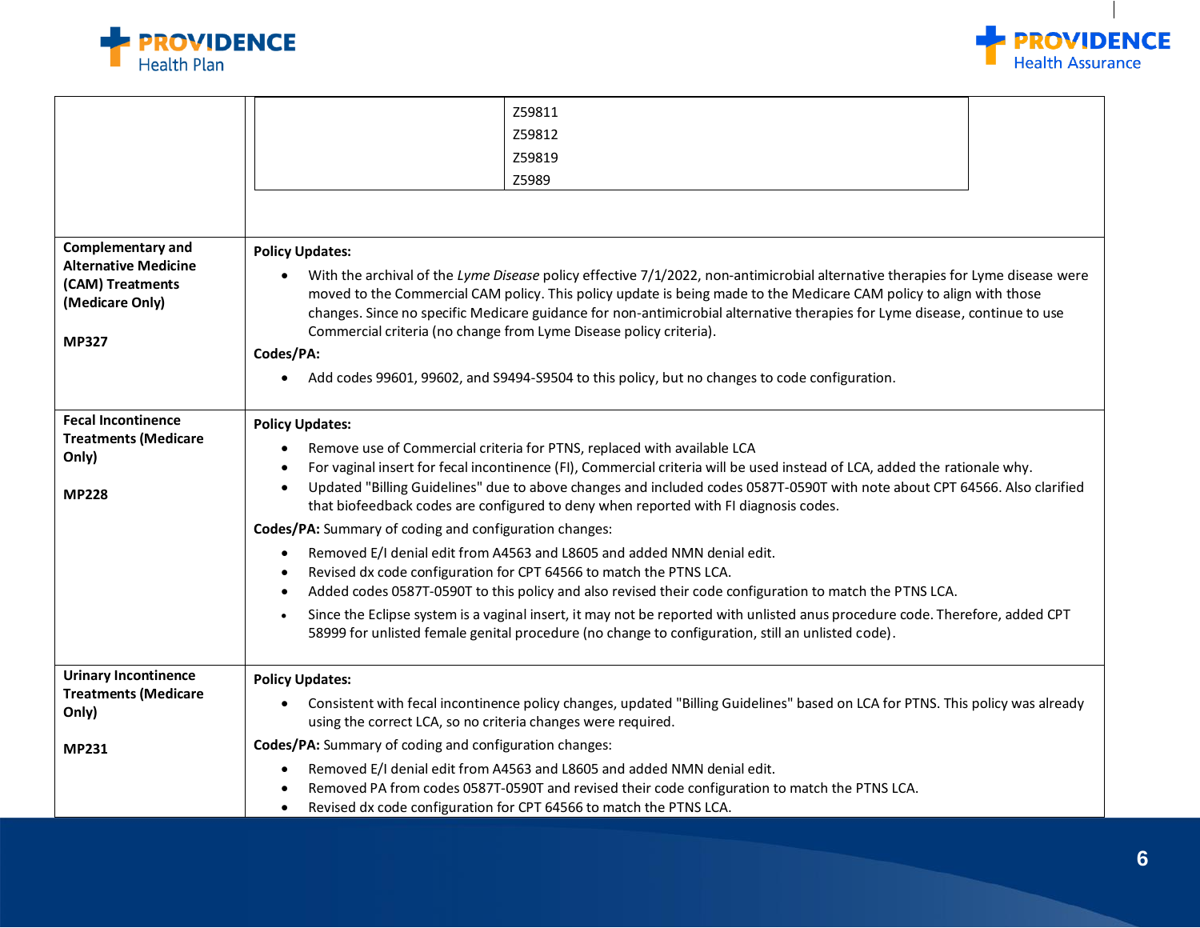| | |
|---|---|
| | Z59811<br>Z59812<br>Z59819<br>Z5989 |
| **Complementary and Alternative Medicine (CAM) Treatments (Medicare Only)**<br><br>**MP327** | **Policy Updates:**<br>• With the archival of the *Lyme Disease* policy effective 7/1/2022, non-antimicrobial alternative therapies for Lyme disease were moved to the Commercial CAM policy. This policy update is being made to the Medicare CAM policy to align with those changes. Since no specific Medicare guidance for non-antimicrobial alternative therapies for Lyme disease, continue to use Commercial criteria (no change from Lyme Disease policy criteria).<br>**Codes/PA:**<br>• Add codes 99601, 99602, and S9494-S9504 to this policy, but no changes to code configuration. |
| **Fecal Incontinence Treatments (Medicare Only)**<br><br>**MP228** | **Policy Updates:**<br>• Remove use of Commercial criteria for PTNS, replaced with available LCA<br>• For vaginal insert for fecal incontinence (FI), Commercial criteria will be used instead of LCA, added the rationale why.<br>• Updated "Billing Guidelines" due to above changes and included codes 0587T-0590T with note about CPT 64566. Also clarified that biofeedback codes are configured to deny when reported with FI diagnosis codes.<br>**Codes/PA:** Summary of coding and configuration changes:<br>• Removed E/I denial edit from A4563 and L8605 and added NMN denial edit.<br>• Revised dx code configuration for CPT 64566 to match the PTNS LCA.<br>• Added codes 0587T-0590T to this policy and also revised their code configuration to match the PTNS LCA.<br>• Since the Eclipse system is a vaginal insert, it may not be reported with unlisted anus procedure code. Therefore, added CPT 58999 for unlisted female genital procedure (no change to configuration, still an unlisted code). |
| **Urinary Incontinence Treatments (Medicare Only)**<br><br>**MP231** | **Policy Updates:**<br>• Consistent with fecal incontinence policy changes, updated "Billing Guidelines" based on LCA for PTNS. This policy was already using the correct LCA, so no criteria changes were required.<br>**Codes/PA:** Summary of coding and configuration changes:<br>• Removed E/I denial edit from A4563 and L8605 and added NMN denial edit.<br>• Removed PA from codes 0587T-0590T and revised their code configuration to match the PTNS LCA.<br>• Revised dx code configuration for CPT 64566 to match the PTNS LCA. |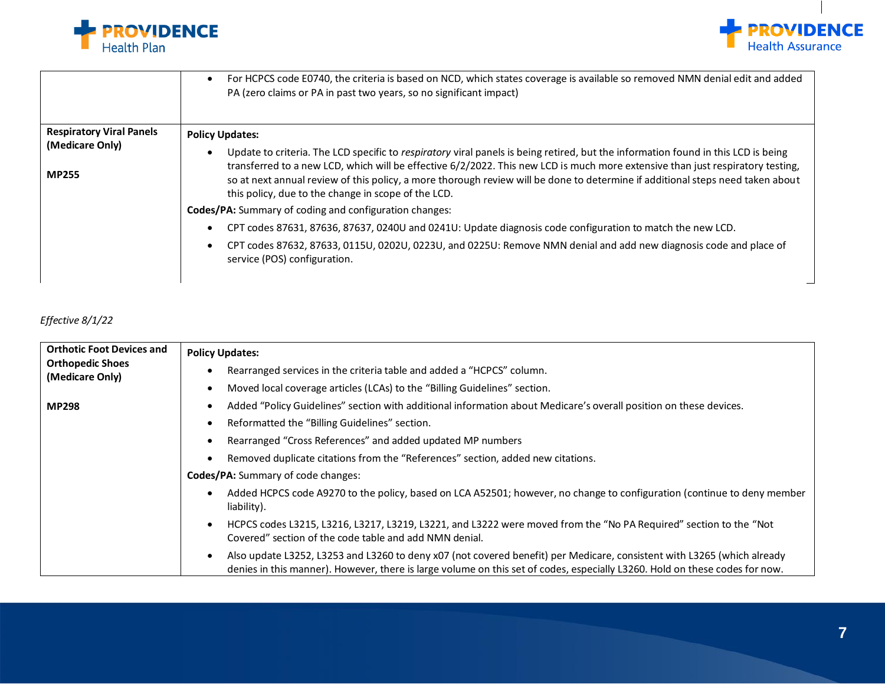| | |
|---|---|
| | • For HCPCS code E0740, the criteria is based on NCD, which states coverage is available so removed NMN denial edit and added PA (zero claims or PA in past two years, so no significant impact) |
| **Respiratory Viral Panels (Medicare Only)**<br><br>**MP255** | **Policy Updates:**<br>• Update to criteria. The LCD specific to *respiratory* viral panels is being retired, but the information found in this LCD is being transferred to a new LCD, which will be effective 6/2/2022. This new LCD is much more extensive than just respiratory testing, so at next annual review of this policy, a more thorough review will be done to determine if additional steps need taken about this policy, due to the change in scope of the LCD.<br>**Codes/PA:** Summary of coding and configuration changes:<br>• CPT codes 87631, 87636, 87637, 0240U and 0241U: Update diagnosis code configuration to match the new LCD.<br>• CPT codes 87632, 87633, 0115U, 0202U, 0223U, and 0225U: Remove NMN denial and add new diagnosis code and place of service (POS) configuration. |

*Effective 8/1/22*

| | |
|---|---|
| **Orthotic Foot Devices and Orthopedic Shoes (Medicare Only)**<br><br>**MP298** | **Policy Updates:**<br>• Rearranged services in the criteria table and added a "HCPCS" column.<br>• Moved local coverage articles (LCAs) to the "Billing Guidelines" section.<br>• Added "Policy Guidelines" section with additional information about Medicare's overall position on these devices.<br>• Reformatted the "Billing Guidelines" section.<br>• Rearranged "Cross References" and added updated MP numbers<br>• Removed duplicate citations from the "References" section, added new citations.<br>**Codes/PA:** Summary of code changes:<br>• Added HCPCS code A9270 to the policy, based on LCA A52501; however, no change to configuration (continue to deny member liability).<br>• HCPCS codes L3215, L3216, L3217, L3219, L3221, and L3222 were moved from the "No PA Required" section to the "Not Covered" section of the code table and add NMN denial.<br>• Also update L3252, L3253 and L3260 to deny x07 (not covered benefit) per Medicare, consistent with L3265 (which already denies in this manner). However, there is large volume on this set of codes, especially L3260. Hold on these codes for now. |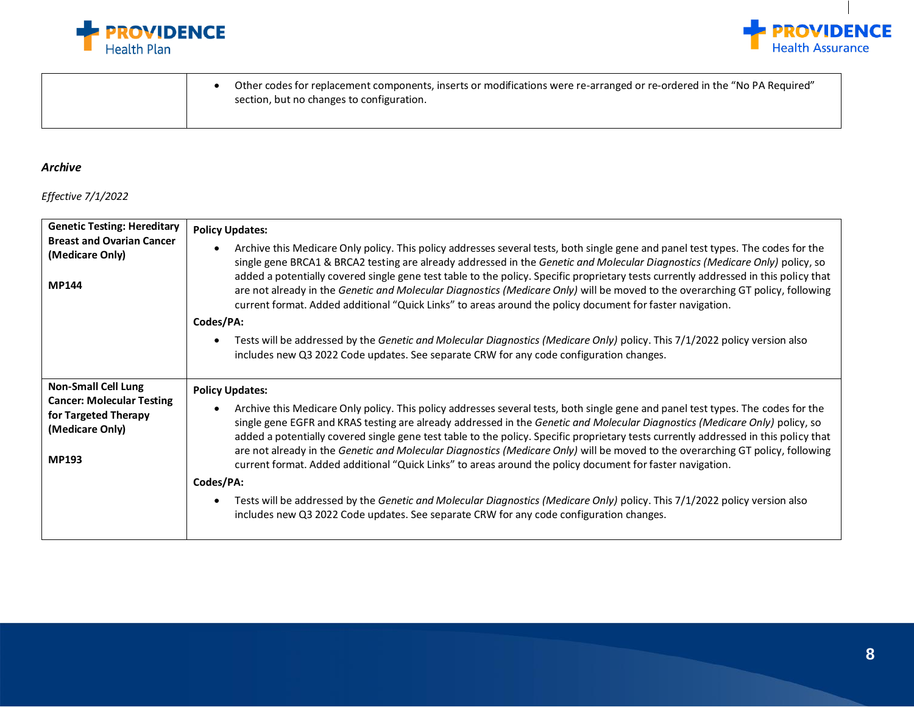| | |
|---|---|
| | • Other codes for replacement components, inserts or modifications were re-arranged or re-ordered in the "No PA Required" section, but no changes to configuration. |

***Archive***

*Effective 7/1/2022*

| | |
|---|---|
| **Genetic Testing: Hereditary Breast and Ovarian Cancer (Medicare Only)**<br><br>**MP144** | **Policy Updates:**<br>• Archive this Medicare Only policy. This policy addresses several tests, both single gene and panel test types. The codes for the single gene BRCA1 & BRCA2 testing are already addressed in the *Genetic and Molecular Diagnostics (Medicare Only)* policy, so added a potentially covered single gene test table to the policy. Specific proprietary tests currently addressed in this policy that are not already in the *Genetic and Molecular Diagnostics (Medicare Only)* will be moved to the overarching GT policy, following current format. Added additional "Quick Links" to areas around the policy document for faster navigation.<br>**Codes/PA:**<br>• Tests will be addressed by the *Genetic and Molecular Diagnostics (Medicare Only)* policy. This 7/1/2022 policy version also includes new Q3 2022 Code updates. See separate CRW for any code configuration changes. |
| **Non-Small Cell Lung Cancer: Molecular Testing for Targeted Therapy (Medicare Only)**<br><br>**MP193** | **Policy Updates:**<br>• Archive this Medicare Only policy. This policy addresses several tests, both single gene and panel test types. The codes for the single gene EGFR and KRAS testing are already addressed in the *Genetic and Molecular Diagnostics (Medicare Only)* policy, so added a potentially covered single gene test table to the policy. Specific proprietary tests currently addressed in this policy that are not already in the *Genetic and Molecular Diagnostics (Medicare Only)* will be moved to the overarching GT policy, following current format. Added additional "Quick Links" to areas around the policy document for faster navigation.<br>**Codes/PA:**<br>• Tests will be addressed by the *Genetic and Molecular Diagnostics (Medicare Only)* policy. This 7/1/2022 policy version also includes new Q3 2022 Code updates. See separate CRW for any code configuration changes. |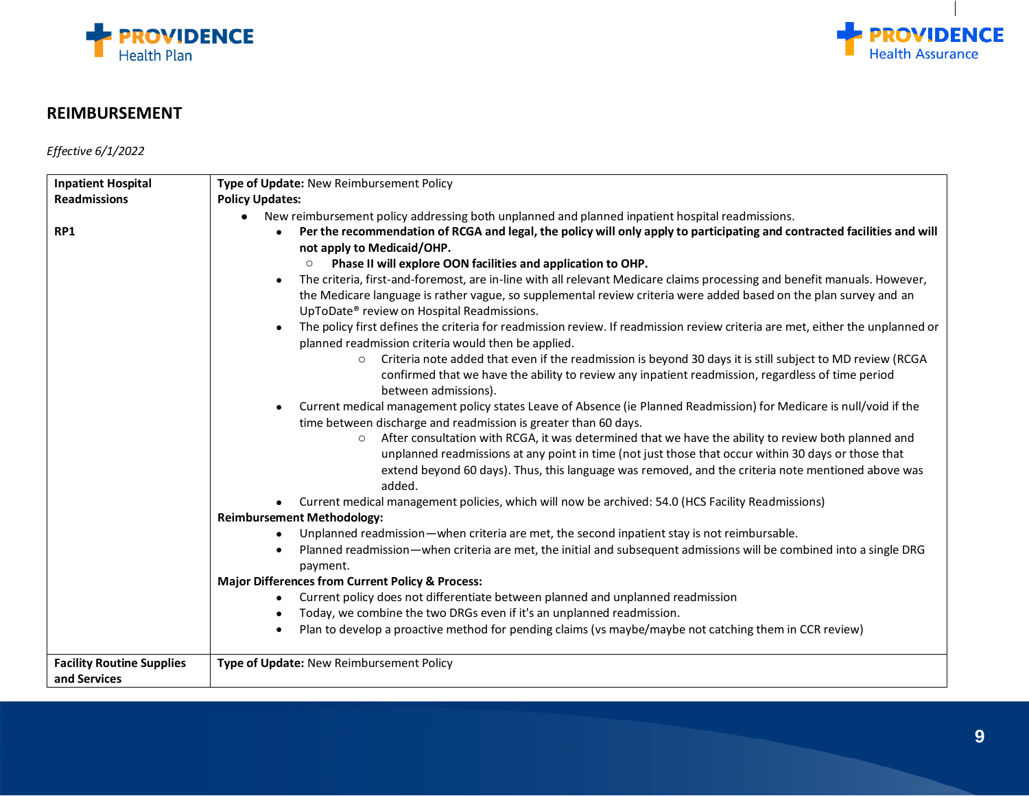## REIMBURSEMENT

*Effective 6/1/2022*

| | |
|---|---|
| **Inpatient Hospital Readmissions**<br><br>**RP1** | **Type of Update:** New Reimbursement Policy<br>**Policy Updates:**<br>● New reimbursement policy addressing both unplanned and planned inpatient hospital readmissions.<br>&nbsp;&nbsp;&nbsp;&nbsp;● **Per the recommendation of RCGA and legal, the policy will only apply to participating and contracted facilities and will not apply to Medicaid/OHP.**<br>&nbsp;&nbsp;&nbsp;&nbsp;&nbsp;&nbsp;&nbsp;&nbsp;○ **Phase II will explore OON facilities and application to OHP.**<br>&nbsp;&nbsp;&nbsp;&nbsp;● The criteria, first-and-foremost, are in-line with all relevant Medicare claims processing and benefit manuals. However, the Medicare language is rather vague, so supplemental review criteria were added based on the plan survey and an UpToDate® review on Hospital Readmissions.<br>&nbsp;&nbsp;&nbsp;&nbsp;● The policy first defines the criteria for readmission review. If readmission review criteria are met, either the unplanned or planned readmission criteria would then be applied.<br>&nbsp;&nbsp;&nbsp;&nbsp;&nbsp;&nbsp;&nbsp;&nbsp;○ Criteria note added that even if the readmission is beyond 30 days it is still subject to MD review (RCGA confirmed that we have the ability to review any inpatient readmission, regardless of time period between admissions).<br>&nbsp;&nbsp;&nbsp;&nbsp;● Current medical management policy states Leave of Absence (ie Planned Readmission) for Medicare is null/void if the time between discharge and readmission is greater than 60 days.<br>&nbsp;&nbsp;&nbsp;&nbsp;&nbsp;&nbsp;&nbsp;&nbsp;○ After consultation with RCGA, it was determined that we have the ability to review both planned and unplanned readmissions at any point in time (not just those that occur within 30 days or those that extend beyond 60 days). Thus, this language was removed, and the criteria note mentioned above was added.<br>&nbsp;&nbsp;&nbsp;&nbsp;● Current medical management policies, which will now be archived: 54.0 (HCS Facility Readmissions)<br>**Reimbursement Methodology:**<br>&nbsp;&nbsp;&nbsp;&nbsp;● Unplanned readmission—when criteria are met, the second inpatient stay is not reimbursable.<br>&nbsp;&nbsp;&nbsp;&nbsp;● Planned readmission—when criteria are met, the initial and subsequent admissions will be combined into a single DRG payment.<br>**Major Differences from Current Policy & Process:**<br>&nbsp;&nbsp;&nbsp;&nbsp;● Current policy does not differentiate between planned and unplanned readmission<br>&nbsp;&nbsp;&nbsp;&nbsp;● Today, we combine the two DRGs even if it's an unplanned readmission.<br>&nbsp;&nbsp;&nbsp;&nbsp;● Plan to develop a proactive method for pending claims (vs maybe/maybe not catching them in CCR review) |
| **Facility Routine Supplies and Services** | **Type of Update:** New Reimbursement Policy |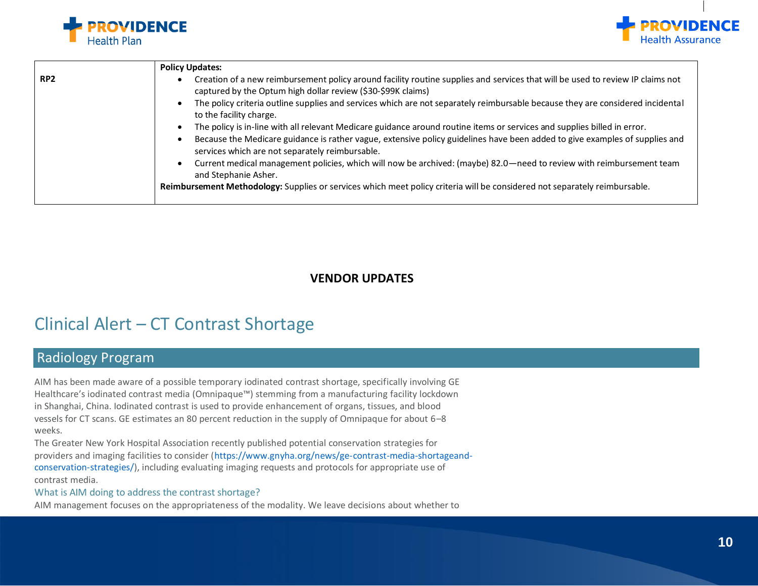| RP2 | **Policy Updates:**<br>• Creation of a new reimbursement policy around facility routine supplies and services that will be used to review IP claims not captured by the Optum high dollar review ($30-$99K claims)<br>• The policy criteria outline supplies and services which are not separately reimbursable because they are considered incidental to the facility charge.<br>• The policy is in-line with all relevant Medicare guidance around routine items or services and supplies billed in error.<br>• Because the Medicare guidance is rather vague, extensive policy guidelines have been added to give examples of supplies and services which are not separately reimbursable.<br>• Current medical management policies, which will now be archived: (maybe) 82.0—need to review with reimbursement team and Stephanie Asher.<br>**Reimbursement Methodology:** Supplies or services which meet policy criteria will be considered not separately reimbursable. |
|---|---|

**VENDOR UPDATES**

# Clinical Alert – CT Contrast Shortage

## Radiology Program

AIM has been made aware of a possible temporary iodinated contrast shortage, specifically involving GE Healthcare's iodinated contrast media (Omnipaque™) stemming from a manufacturing facility lockdown in Shanghai, China. Iodinated contrast is used to provide enhancement of organs, tissues, and blood vessels for CT scans. GE estimates an 80 percent reduction in the supply of Omnipaque for about 6–8 weeks.

The Greater New York Hospital Association recently published potential conservation strategies for providers and imaging facilities to consider (https://www.gnyha.org/news/ge-contrast-media-shortageand-conservation-strategies/), including evaluating imaging requests and protocols for appropriate use of contrast media.

### What is AIM doing to address the contrast shortage?

AIM management focuses on the appropriateness of the modality. We leave decisions about whether to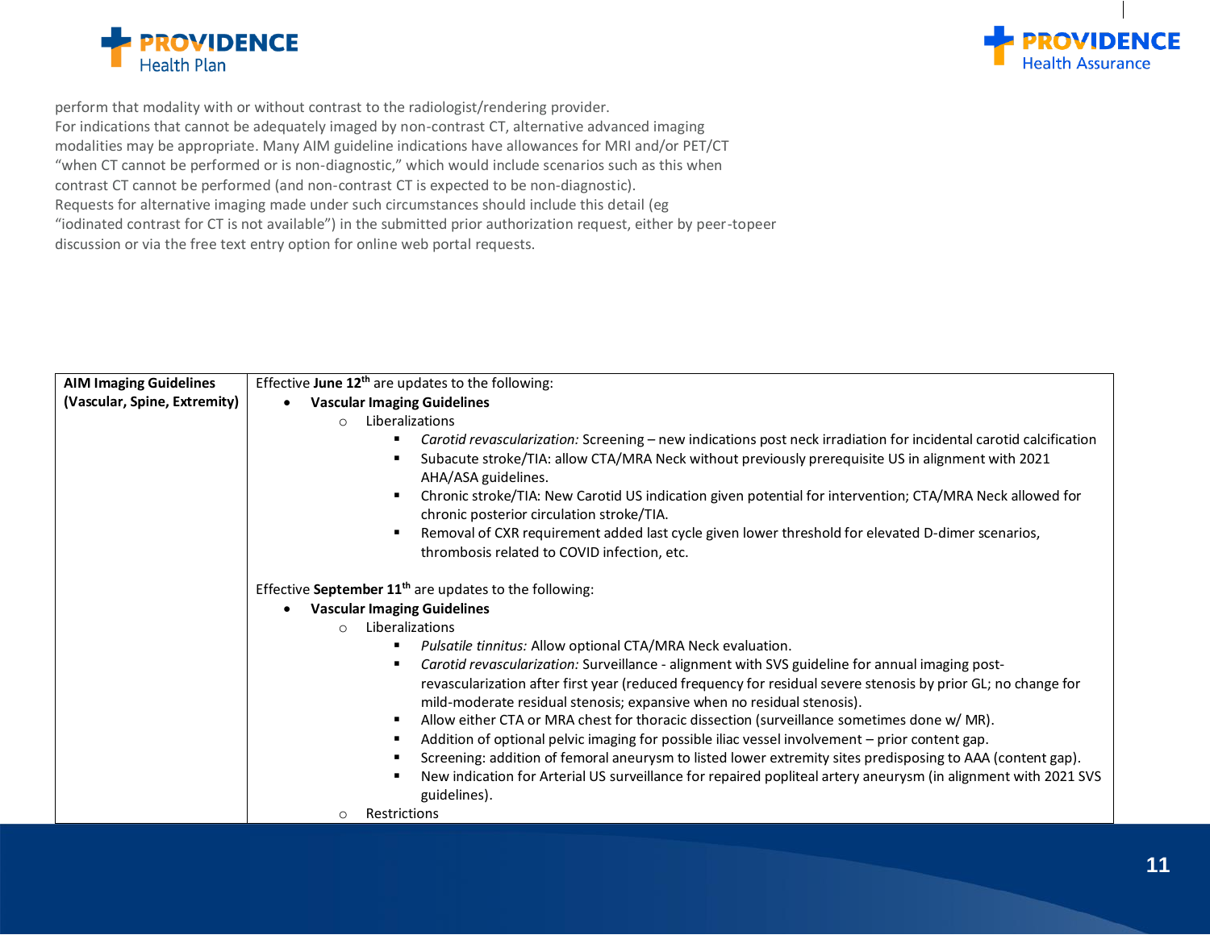perform that modality with or without contrast to the radiologist/rendering provider.
For indications that cannot be adequately imaged by non-contrast CT, alternative advanced imaging modalities may be appropriate. Many AIM guideline indications have allowances for MRI and/or PET/CT "when CT cannot be performed or is non-diagnostic," which would include scenarios such as this when contrast CT cannot be performed (and non-contrast CT is expected to be non-diagnostic).
Requests for alternative imaging made under such circumstances should include this detail (eg "iodinated contrast for CT is not available") in the submitted prior authorization request, either by peer-topeer discussion or via the free text entry option for online web portal requests.

| **AIM Imaging Guidelines (Vascular, Spine, Extremity)** | Effective **June 12th** are updates to the following:<br>• **Vascular Imaging Guidelines**<br>  ○ Liberalizations<br>    ▪ *Carotid revascularization:* Screening – new indications post neck irradiation for incidental carotid calcification<br>    ▪ Subacute stroke/TIA: allow CTA/MRA Neck without previously prerequisite US in alignment with 2021 AHA/ASA guidelines.<br>    ▪ Chronic stroke/TIA: New Carotid US indication given potential for intervention; CTA/MRA Neck allowed for chronic posterior circulation stroke/TIA.<br>    ▪ Removal of CXR requirement added last cycle given lower threshold for elevated D-dimer scenarios, thrombosis related to COVID infection, etc.<br><br>Effective **September 11th** are updates to the following:<br>• **Vascular Imaging Guidelines**<br>  ○ Liberalizations<br>    ▪ *Pulsatile tinnitus:* Allow optional CTA/MRA Neck evaluation.<br>    ▪ *Carotid revascularization:* Surveillance - alignment with SVS guideline for annual imaging post-revascularization after first year (reduced frequency for residual severe stenosis by prior GL; no change for mild-moderate residual stenosis; expansive when no residual stenosis).<br>    ▪ Allow either CTA or MRA chest for thoracic dissection (surveillance sometimes done w/ MR).<br>    ▪ Addition of optional pelvic imaging for possible iliac vessel involvement – prior content gap.<br>    ▪ Screening: addition of femoral aneurysm to listed lower extremity sites predisposing to AAA (content gap).<br>    ▪ New indication for Arterial US surveillance for repaired popliteal artery aneurysm (in alignment with 2021 SVS guidelines).<br>  ○ Restrictions |
|---|---|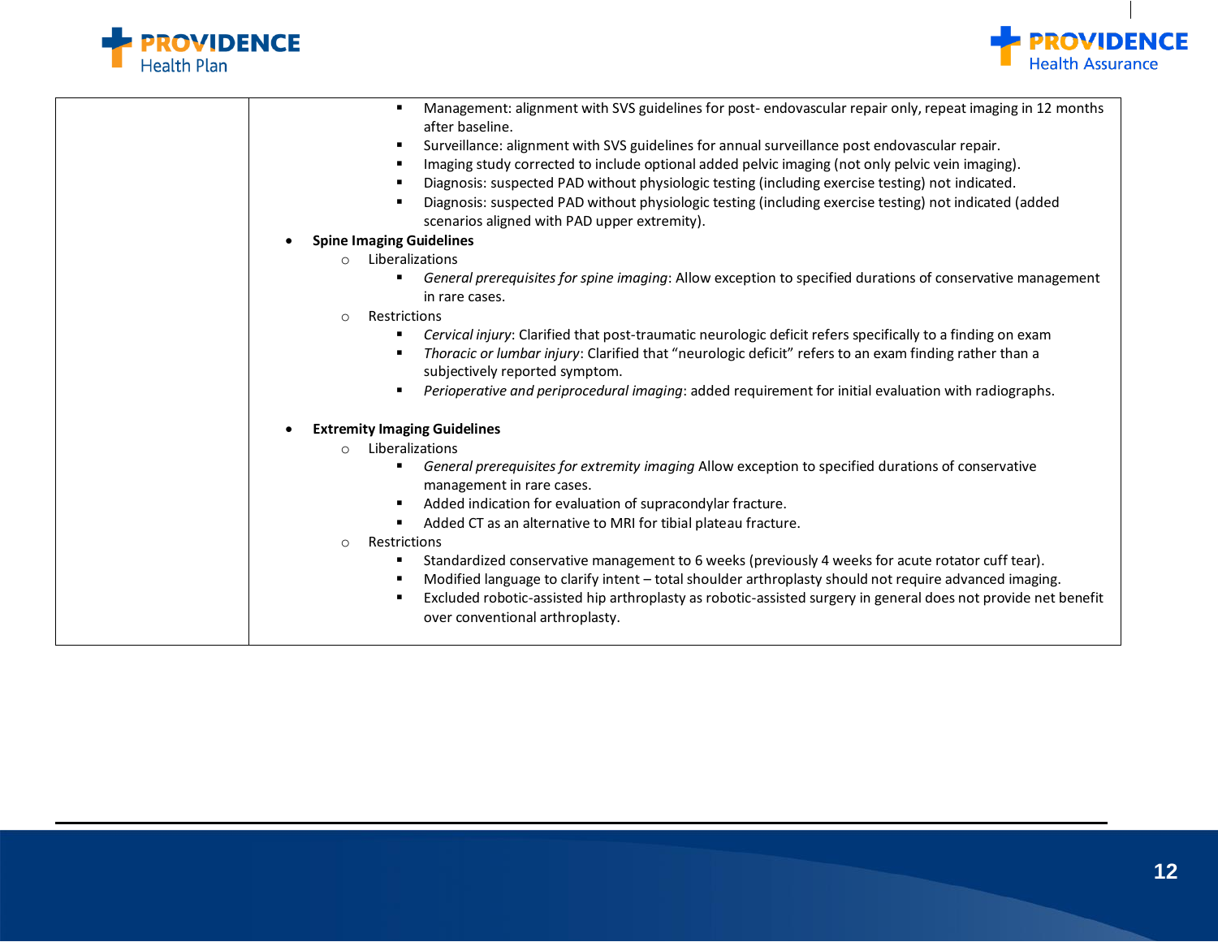|  |  |
|---|---|
|  | <ul><li>Management: alignment with SVS guidelines for post- endovascular repair only, repeat imaging in 12 months after baseline.</li><li>Surveillance: alignment with SVS guidelines for annual surveillance post endovascular repair.</li><li>Imaging study corrected to include optional added pelvic imaging (not only pelvic vein imaging).</li><li>Diagnosis: suspected PAD without physiologic testing (including exercise testing) not indicated.</li><li>Diagnosis: suspected PAD without physiologic testing (including exercise testing) not indicated (added scenarios aligned with PAD upper extremity).</li></ul><ul><li>**Spine Imaging Guidelines**<ul><li>Liberalizations<ul><li>*General prerequisites for spine imaging*: Allow exception to specified durations of conservative management in rare cases.</li></ul></li><li>Restrictions<ul><li>*Cervical injury*: Clarified that post-traumatic neurologic deficit refers specifically to a finding on exam</li><li>*Thoracic or lumbar injury*: Clarified that "neurologic deficit" refers to an exam finding rather than a subjectively reported symptom.</li><li>*Perioperative and periprocedural imaging*: added requirement for initial evaluation with radiographs.</li></ul></li></ul></li><li>**Extremity Imaging Guidelines**<ul><li>Liberalizations<ul><li>*General prerequisites for extremity imaging* Allow exception to specified durations of conservative management in rare cases.</li><li>Added indication for evaluation of supracondylar fracture.</li><li>Added CT as an alternative to MRI for tibial plateau fracture.</li></ul></li><li>Restrictions<ul><li>Standardized conservative management to 6 weeks (previously 4 weeks for acute rotator cuff tear).</li><li>Modified language to clarify intent – total shoulder arthroplasty should not require advanced imaging.</li><li>Excluded robotic-assisted hip arthroplasty as robotic-assisted surgery in general does not provide net benefit over conventional arthroplasty.</li></ul></li></ul></li></ul> |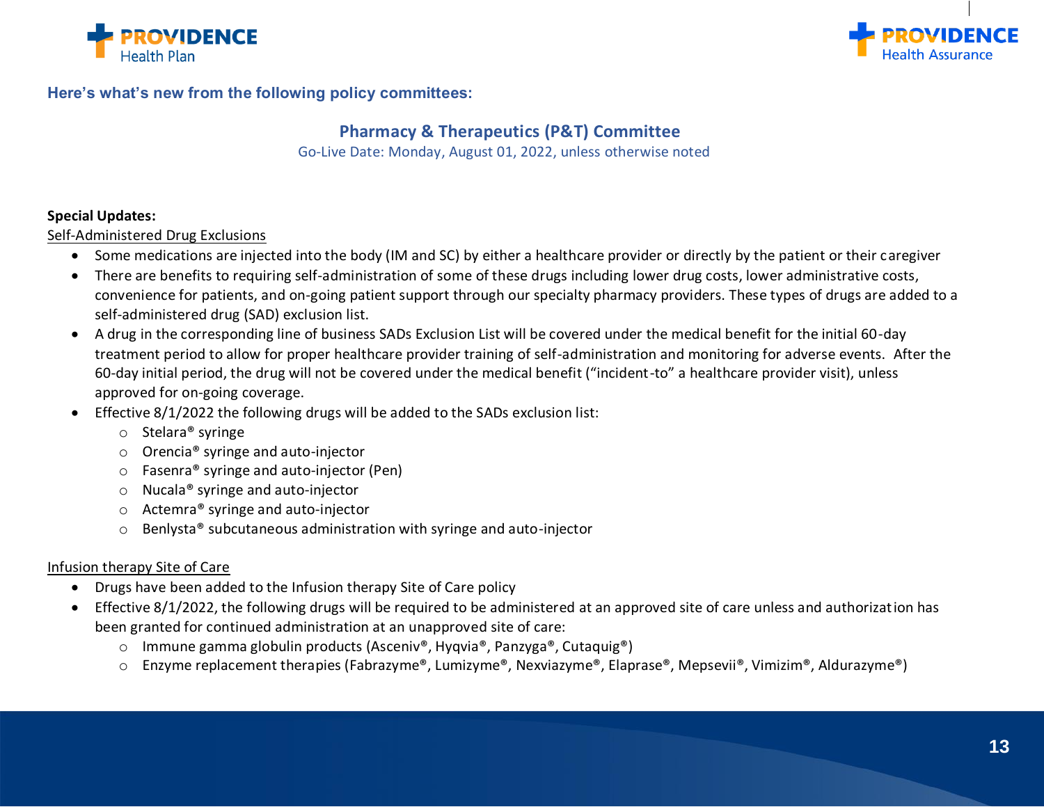Here's what's new from the following policy committees:

## Pharmacy & Therapeutics (P&T) Committee

Go-Live Date: Monday, August 01, 2022, unless otherwise noted

**Special Updates:**

Self-Administered Drug Exclusions

- Some medications are injected into the body (IM and SC) by either a healthcare provider or directly by the patient or their caregiver
- There are benefits to requiring self-administration of some of these drugs including lower drug costs, lower administrative costs, convenience for patients, and on-going patient support through our specialty pharmacy providers. These types of drugs are added to a self-administered drug (SAD) exclusion list.
- A drug in the corresponding line of business SADs Exclusion List will be covered under the medical benefit for the initial 60-day treatment period to allow for proper healthcare provider training of self-administration and monitoring for adverse events. After the 60-day initial period, the drug will not be covered under the medical benefit ("incident-to" a healthcare provider visit), unless approved for on-going coverage.
- Effective 8/1/2022 the following drugs will be added to the SADs exclusion list:
  - Stelara® syringe
  - Orencia® syringe and auto-injector
  - Fasenra® syringe and auto-injector (Pen)
  - Nucala® syringe and auto-injector
  - Actemra® syringe and auto-injector
  - Benlysta® subcutaneous administration with syringe and auto-injector

Infusion therapy Site of Care

- Drugs have been added to the Infusion therapy Site of Care policy
- Effective 8/1/2022, the following drugs will be required to be administered at an approved site of care unless and authorization has been granted for continued administration at an unapproved site of care:
  - Immune gamma globulin products (Asceniv®, Hyqvia®, Panzyga®, Cutaquig®)
  - Enzyme replacement therapies (Fabrazyme®, Lumizyme®, Nexviazyme®, Elaprase®, Mepsevii®, Vimizim®, Aldurazyme®)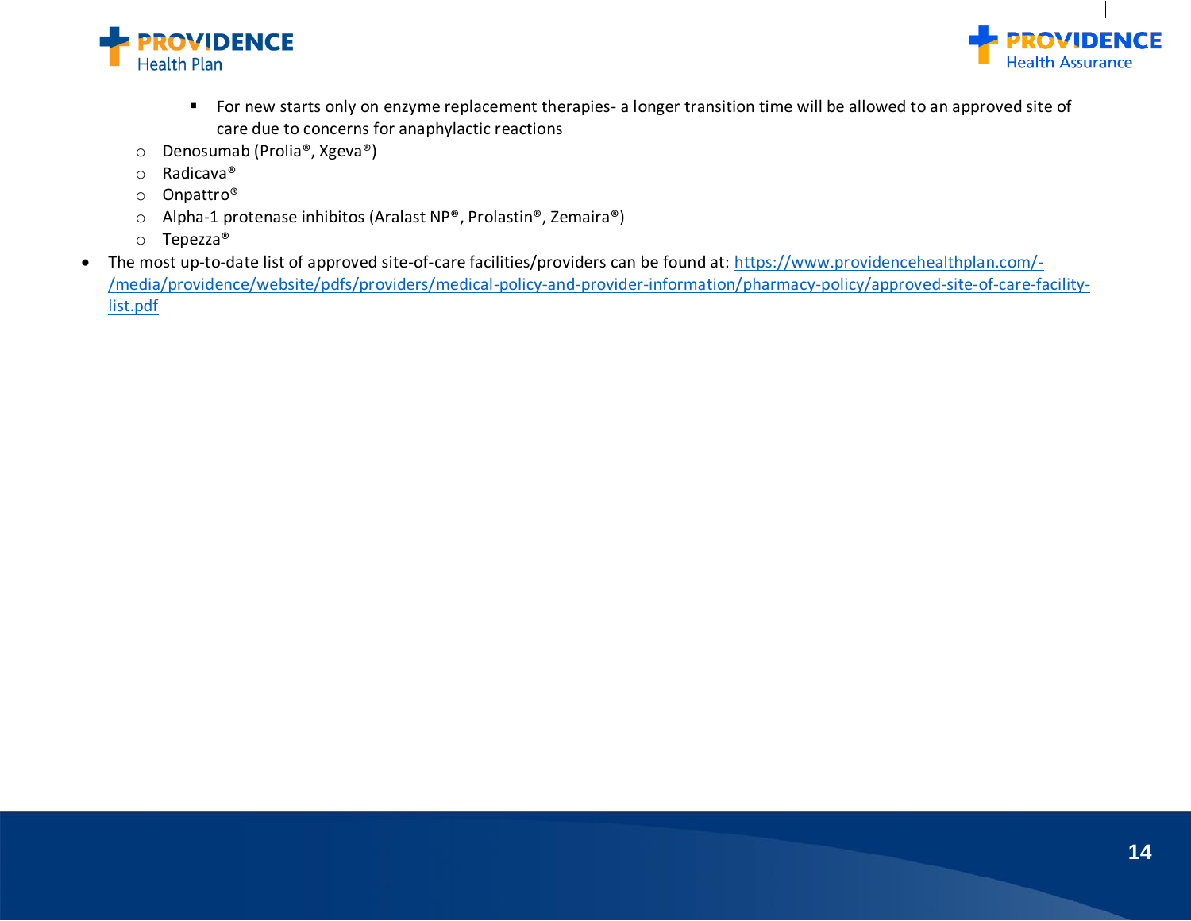- For new starts only on enzyme replacement therapies- a longer transition time will be allowed to an approved site of care due to concerns for anaphylactic reactions
    - Denosumab (Prolia®, Xgeva®)
    - Radicava®
    - Onpattro®
    - Alpha-1 protenase inhibitos (Aralast NP®, Prolastin®, Zemaira®)
    - Tepezza®
- The most up-to-date list of approved site-of-care facilities/providers can be found at: [https://www.providencehealthplan.com/-/media/providence/website/pdfs/providers/medical-policy-and-provider-information/pharmacy-policy/approved-site-of-care-facility-list.pdf](https://www.providencehealthplan.com/-/media/providence/website/pdfs/providers/medical-policy-and-provider-information/pharmacy-policy/approved-site-of-care-facility-list.pdf)